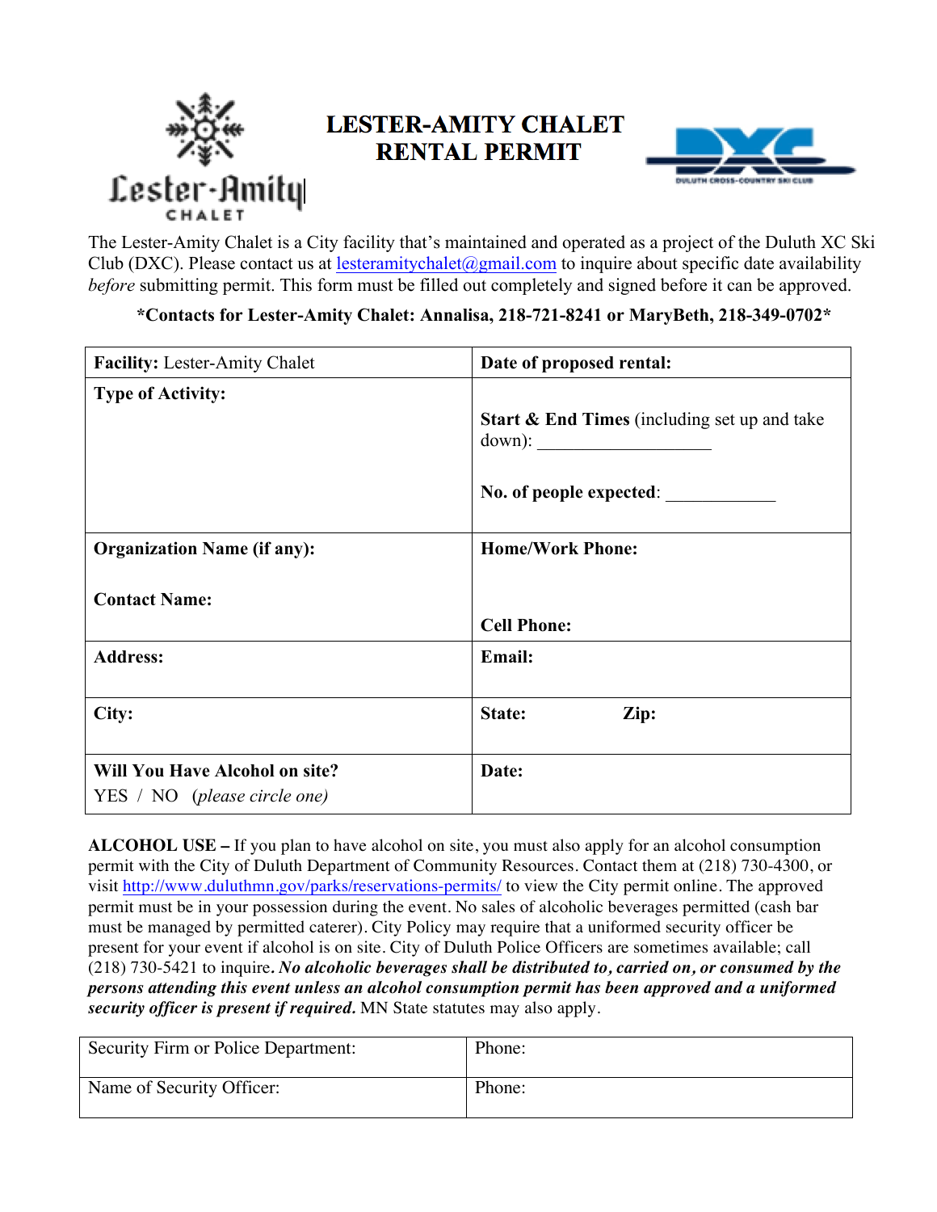# LESTER-AMITY CHALET RENTAL PERMIT

The Lester-Amity Chalet is a City facility that's maintained and operated as a project of the Duluth XC Ski Club (DXC). Please contact us at lesteramitychalet@gmail.com to inquire about specific date availability *before* submitting permit. This form must be filled out completely and signed before it can be approved.

**\*Contacts for Lester-Amity Chalet: Annalisa, 218-721-8241 or MaryBeth, 218-349-0702\***

| **Facility:** Lester-Amity Chalet | **Date of proposed rental:** |
|---|---|
| **Type of Activity:** | **Start & End Times** (including set up and take down): ___________________<br><br>**No. of people expected**: ____________ |
| **Organization Name (if any):**<br><br>**Contact Name:** | **Home/Work Phone:**<br><br>**Cell Phone:** |
| **Address:** | **Email:** |
| **City:** | **State:** **Zip:** |
| **Will You Have Alcohol on site?**<br>YES / NO (*please circle one*) | **Date:** |

**ALCOHOL USE –** If you plan to have alcohol on site, you must also apply for an alcohol consumption permit with the City of Duluth Department of Community Resources. Contact them at (218) 730-4300, or visit http://www.duluthmn.gov/parks/reservations-permits/ to view the City permit online. The approved permit must be in your possession during the event. No sales of alcoholic beverages permitted (cash bar must be managed by permitted caterer). City Policy may require that a uniformed security officer be present for your event if alcohol is on site. City of Duluth Police Officers are sometimes available; call (218) 730-5421 to inquire. ***No alcoholic beverages shall be distributed to, carried on, or consumed by the persons attending this event unless an alcohol consumption permit has been approved and a uniformed security officer is present if required.*** MN State statutes may also apply.

| Security Firm or Police Department: | Phone: |
|---|---|
| Name of Security Officer: | Phone: |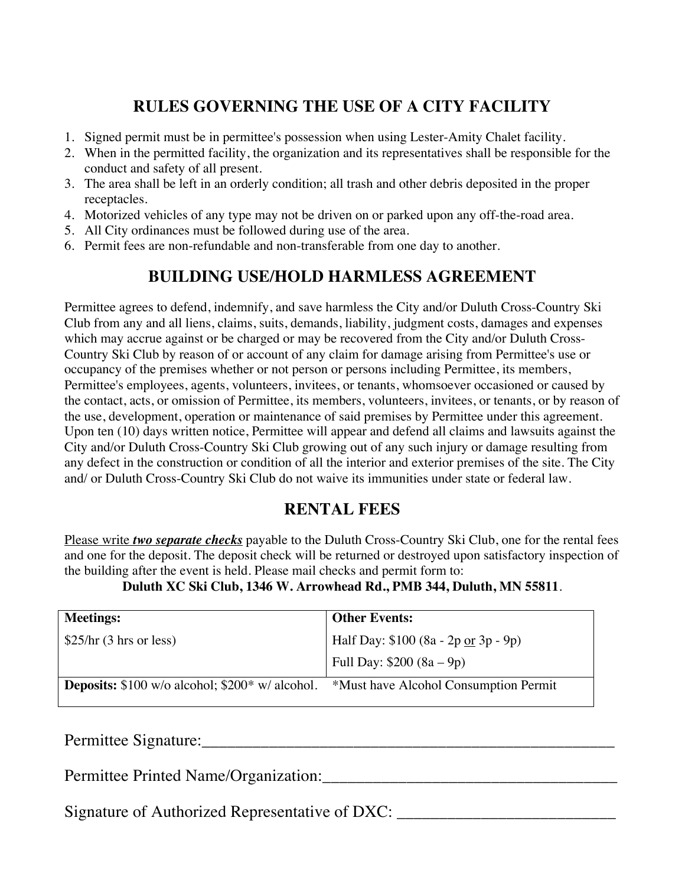## RULES GOVERNING THE USE OF A CITY FACILITY

1. Signed permit must be in permittee's possession when using Lester-Amity Chalet facility.
2. When in the permitted facility, the organization and its representatives shall be responsible for the conduct and safety of all present.
3. The area shall be left in an orderly condition; all trash and other debris deposited in the proper receptacles.
4. Motorized vehicles of any type may not be driven on or parked upon any off-the-road area.
5. All City ordinances must be followed during use of the area.
6. Permit fees are non-refundable and non-transferable from one day to another.

## BUILDING USE/HOLD HARMLESS AGREEMENT

Permittee agrees to defend, indemnify, and save harmless the City and/or Duluth Cross-Country Ski Club from any and all liens, claims, suits, demands, liability, judgment costs, damages and expenses which may accrue against or be charged or may be recovered from the City and/or Duluth Cross-Country Ski Club by reason of or account of any claim for damage arising from Permittee's use or occupancy of the premises whether or not person or persons including Permittee, its members, Permittee's employees, agents, volunteers, invitees, or tenants, whomsoever occasioned or caused by the contact, acts, or omission of Permittee, its members, volunteers, invitees, or tenants, or by reason of the use, development, operation or maintenance of said premises by Permittee under this agreement. Upon ten (10) days written notice, Permittee will appear and defend all claims and lawsuits against the City and/or Duluth Cross-Country Ski Club growing out of any such injury or damage resulting from any defect in the construction or condition of all the interior and exterior premises of the site. The City and/ or Duluth Cross-Country Ski Club do not waive its immunities under state or federal law.

## RENTAL FEES

Please write ***two separate checks*** payable to the Duluth Cross-Country Ski Club, one for the rental fees and one for the deposit. The deposit check will be returned or destroyed upon satisfactory inspection of the building after the event is held. Please mail checks and permit form to:

**Duluth XC Ski Club, 1346 W. Arrowhead Rd., PMB 344, Duluth, MN 55811**.

| **Meetings:** | **Other Events:** |
|---|---|
| $25/hr (3 hrs or less) | Half Day: $100 (8a - 2p or 3p - 9p) |
| | Full Day: $200 (8a – 9p) |
| **Deposits:** $100 w/o alcohol; $200* w/ alcohol. | *Must have Alcohol Consumption Permit |

Permittee Signature:_______________________________________________

Permittee Printed Name/Organization:_________________________________

Signature of Authorized Representative of DXC: ________________________